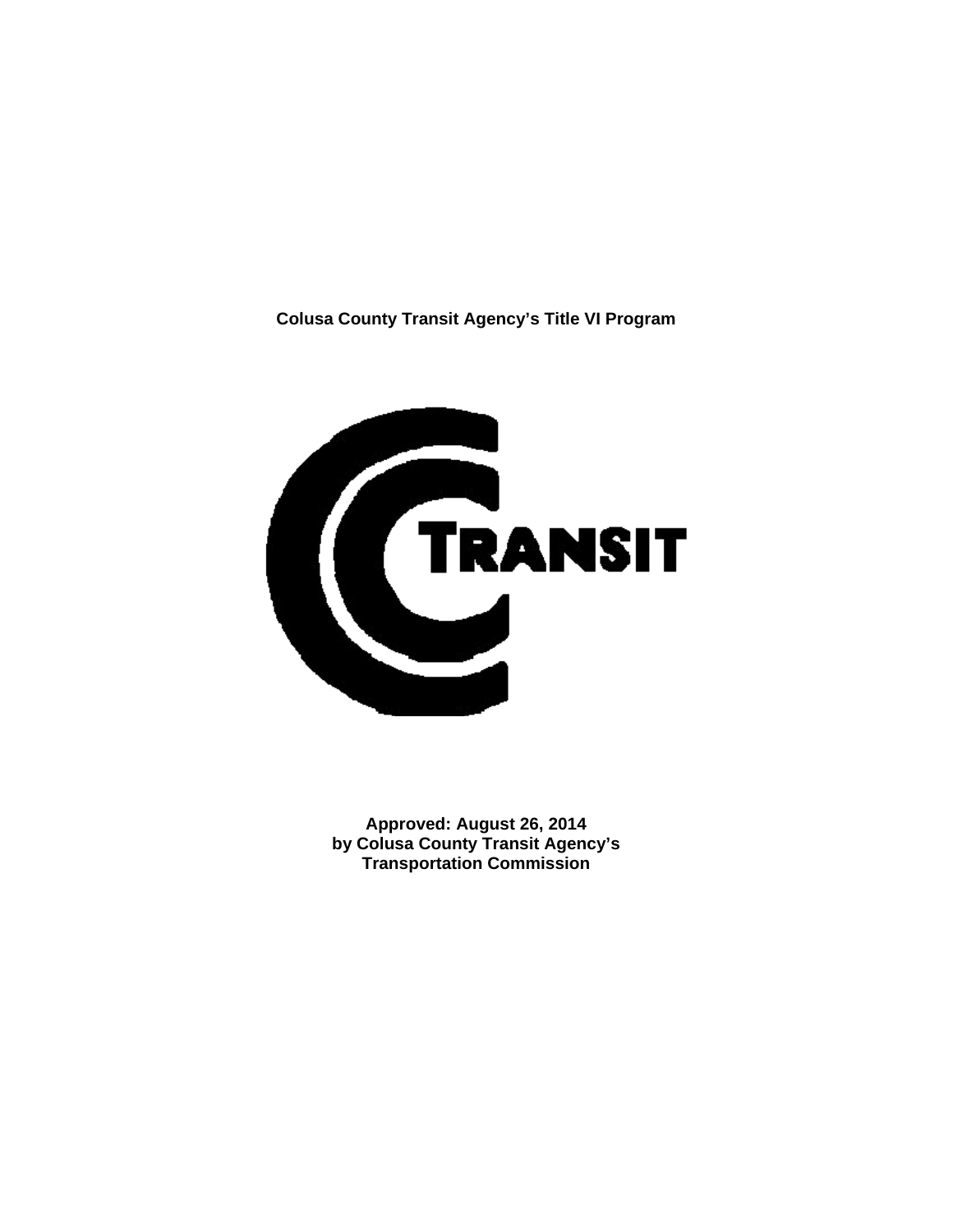# Colusa County Transit Agency's Title VI Program

**Approved: August 26, 2014**
**by Colusa County Transit Agency's**
**Transportation Commission**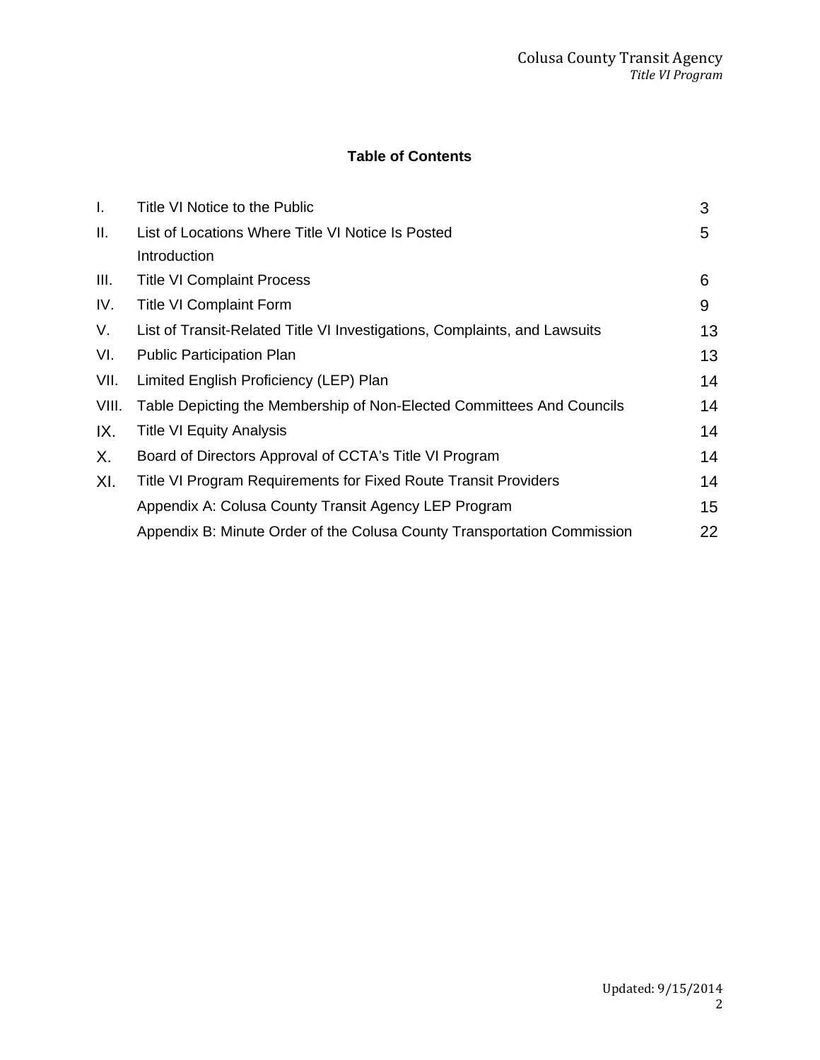**Table of Contents**

| | | |
|---|---|---|
| I. | Title VI Notice to the Public | 3 |
| II. | List of Locations Where Title VI Notice Is Posted | 5 |
| | Introduction | |
| III. | Title VI Complaint Process | 6 |
| IV. | Title VI Complaint Form | 9 |
| V. | List of Transit-Related Title VI Investigations, Complaints, and Lawsuits | 13 |
| VI. | Public Participation Plan | 13 |
| VII. | Limited English Proficiency (LEP) Plan | 14 |
| VIII. | Table Depicting the Membership of Non-Elected Committees And Councils | 14 |
| IX. | Title VI Equity Analysis | 14 |
| X. | Board of Directors Approval of CCTA's Title VI Program | 14 |
| XI. | Title VI Program Requirements for Fixed Route Transit Providers | 14 |
| | Appendix A: Colusa County Transit Agency LEP Program | 15 |
| | Appendix B: Minute Order of the Colusa County Transportation Commission | 22 |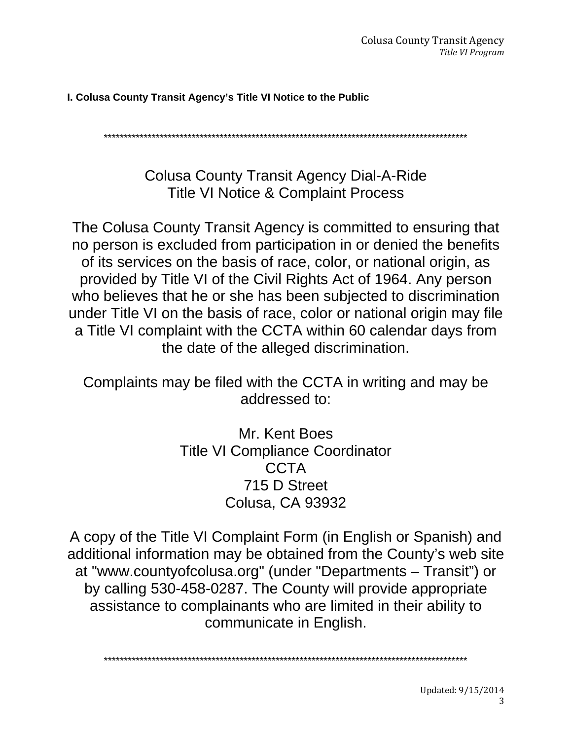**I. Colusa County Transit Agency's Title VI Notice to the Public**

*********************************************************************************************

Colusa County Transit Agency Dial-A-Ride
Title VI Notice & Complaint Process

The Colusa County Transit Agency is committed to ensuring that no person is excluded from participation in or denied the benefits of its services on the basis of race, color, or national origin, as provided by Title VI of the Civil Rights Act of 1964. Any person who believes that he or she has been subjected to discrimination under Title VI on the basis of race, color or national origin may file a Title VI complaint with the CCTA within 60 calendar days from the date of the alleged discrimination.

Complaints may be filed with the CCTA in writing and may be addressed to:

Mr. Kent Boes
Title VI Compliance Coordinator
CCTA
715 D Street
Colusa, CA 93932

A copy of the Title VI Complaint Form (in English or Spanish) and additional information may be obtained from the County's web site at "www.countyofcolusa.org" (under "Departments – Transit") or by calling 530-458-0287. The County will provide appropriate assistance to complainants who are limited in their ability to communicate in English.

*********************************************************************************************

Updated: 9/15/2014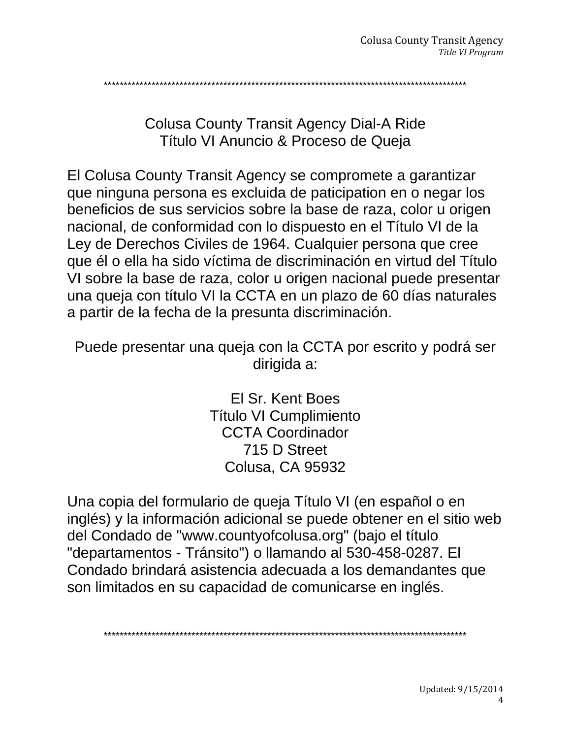*******************************************************************************************

## Colusa County Transit Agency Dial-A Ride
## Título VI Anuncio & Proceso de Queja

El Colusa County Transit Agency se compromete a garantizar que ninguna persona es excluida de paticipation en o negar los beneficios de sus servicios sobre la base de raza, color u origen nacional, de conformidad con lo dispuesto en el Título VI de la Ley de Derechos Civiles de 1964. Cualquier persona que cree que él o ella ha sido víctima de discriminación en virtud del Título VI sobre la base de raza, color u origen nacional puede presentar una queja con título VI la CCTA en un plazo de 60 días naturales a partir de la fecha de la presunta discriminación.

Puede presentar una queja con la CCTA por escrito y podrá ser dirigida a:

El Sr. Kent Boes
Título VI Cumplimiento
CCTA Coordinador
715 D Street
Colusa, CA 95932

Una copia del formulario de queja Título VI (en español o en inglés) y la información adicional se puede obtener en el sitio web del Condado de "www.countyofcolusa.org" (bajo el título "departamentos - Tránsito") o llamando al 530-458-0287. El Condado brindará asistencia adecuada a los demandantes que son limitados en su capacidad de comunicarse en inglés.

*******************************************************************************************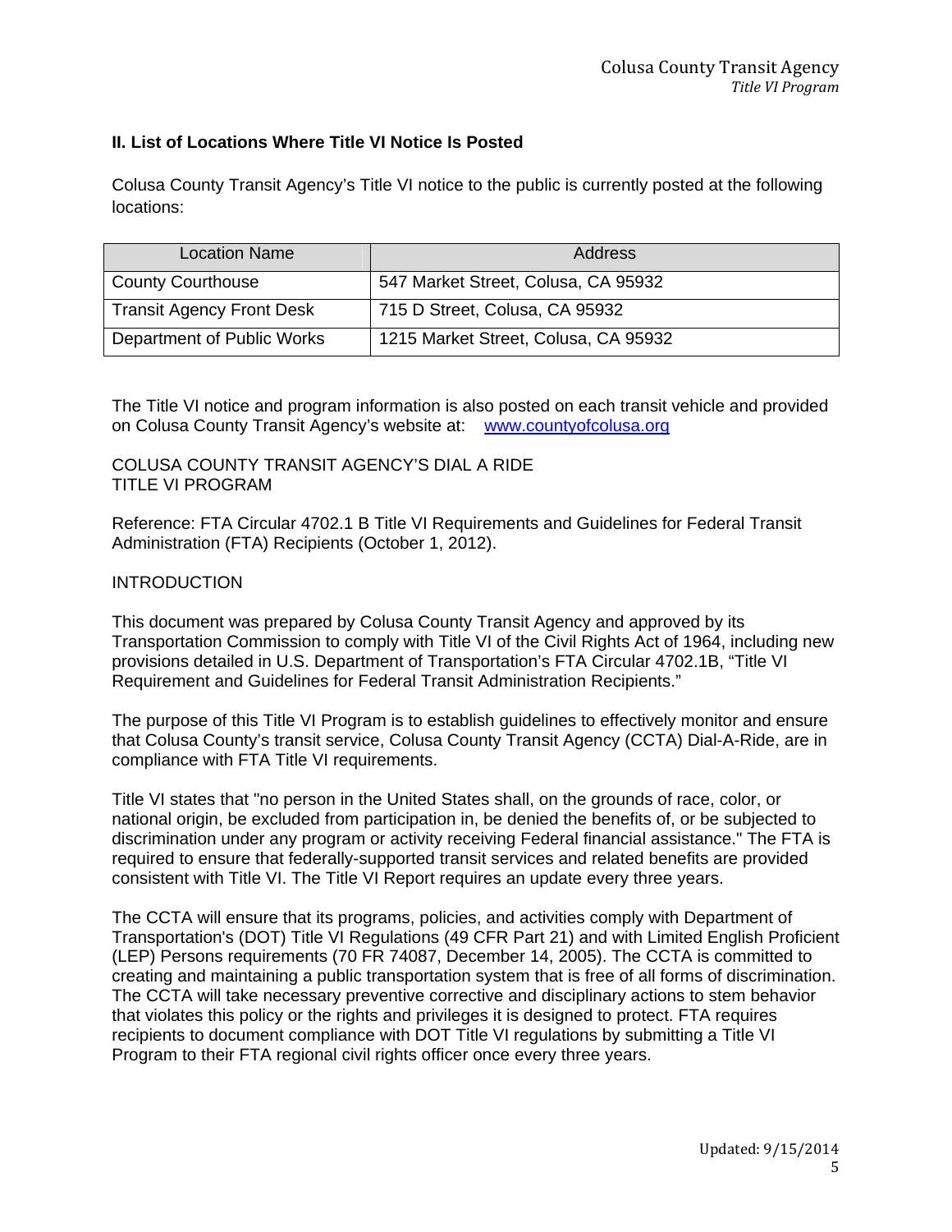## II. List of Locations Where Title VI Notice Is Posted

Colusa County Transit Agency's Title VI notice to the public is currently posted at the following locations:

| Location Name | Address |
|---|---|
| County Courthouse | 547 Market Street, Colusa, CA 95932 |
| Transit Agency Front Desk | 715 D Street, Colusa, CA 95932 |
| Department of Public Works | 1215 Market Street, Colusa, CA 95932 |

The Title VI notice and program information is also posted on each transit vehicle and provided on Colusa County Transit Agency's website at: www.countyofcolusa.org

COLUSA COUNTY TRANSIT AGENCY'S DIAL A RIDE
TITLE VI PROGRAM

Reference: FTA Circular 4702.1 B Title VI Requirements and Guidelines for Federal Transit Administration (FTA) Recipients (October 1, 2012).

INTRODUCTION

This document was prepared by Colusa County Transit Agency and approved by its Transportation Commission to comply with Title VI of the Civil Rights Act of 1964, including new provisions detailed in U.S. Department of Transportation's FTA Circular 4702.1B, "Title VI Requirement and Guidelines for Federal Transit Administration Recipients."

The purpose of this Title VI Program is to establish guidelines to effectively monitor and ensure that Colusa County's transit service, Colusa County Transit Agency (CCTA) Dial-A-Ride, are in compliance with FTA Title VI requirements.

Title VI states that "no person in the United States shall, on the grounds of race, color, or national origin, be excluded from participation in, be denied the benefits of, or be subjected to discrimination under any program or activity receiving Federal financial assistance." The FTA is required to ensure that federally-supported transit services and related benefits are provided consistent with Title VI. The Title VI Report requires an update every three years.

The CCTA will ensure that its programs, policies, and activities comply with Department of Transportation's (DOT) Title VI Regulations (49 CFR Part 21) and with Limited English Proficient (LEP) Persons requirements (70 FR 74087, December 14, 2005). The CCTA is committed to creating and maintaining a public transportation system that is free of all forms of discrimination. The CCTA will take necessary preventive corrective and disciplinary actions to stem behavior that violates this policy or the rights and privileges it is designed to protect. FTA requires recipients to document compliance with DOT Title VI regulations by submitting a Title VI Program to their FTA regional civil rights officer once every three years.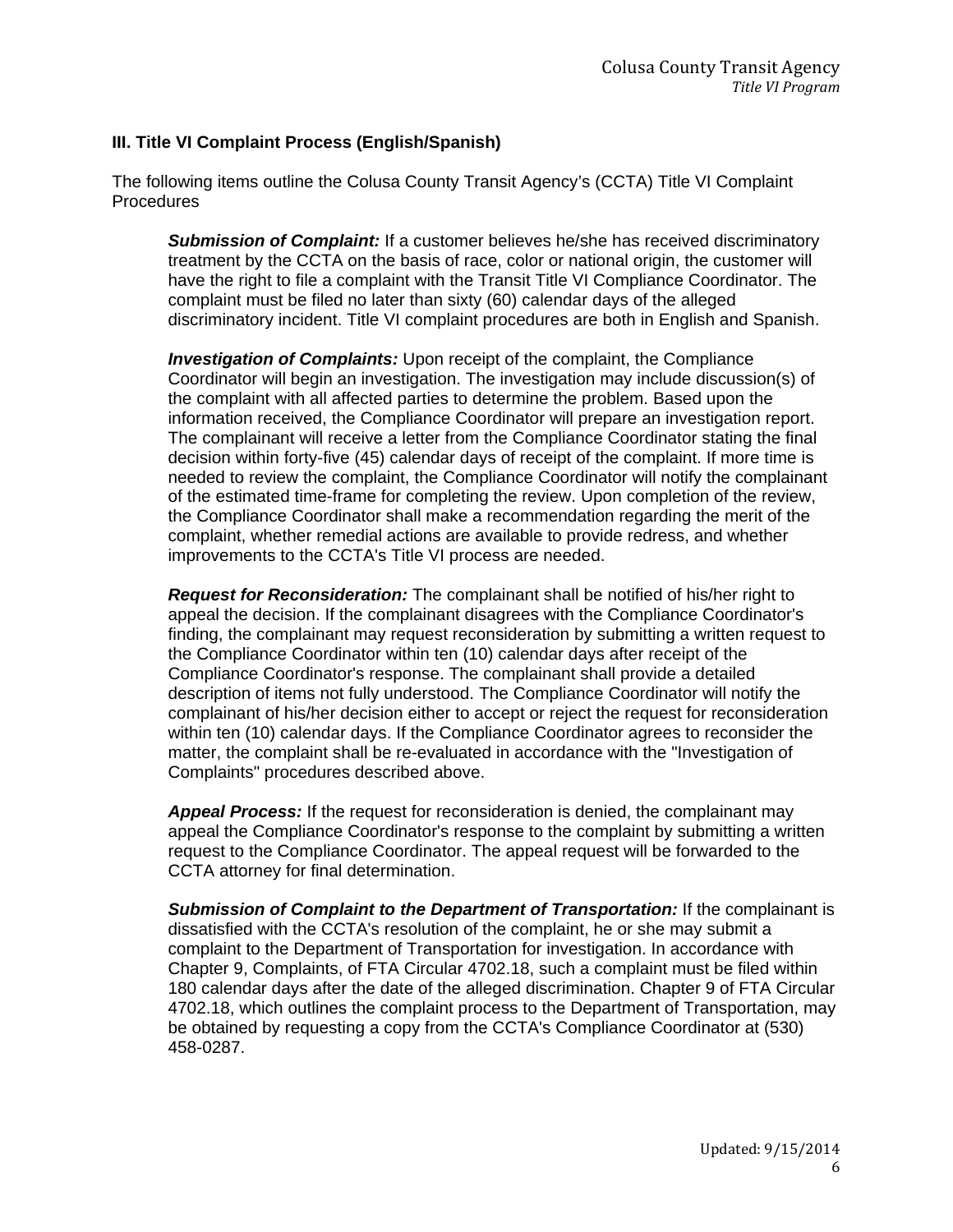### III. Title VI Complaint Process (English/Spanish)

The following items outline the Colusa County Transit Agency's (CCTA) Title VI Complaint Procedures

***Submission of Complaint:*** If a customer believes he/she has received discriminatory treatment by the CCTA on the basis of race, color or national origin, the customer will have the right to file a complaint with the Transit Title VI Compliance Coordinator. The complaint must be filed no later than sixty (60) calendar days of the alleged discriminatory incident. Title VI complaint procedures are both in English and Spanish.

***Investigation of Complaints:*** Upon receipt of the complaint, the Compliance Coordinator will begin an investigation. The investigation may include discussion(s) of the complaint with all affected parties to determine the problem. Based upon the information received, the Compliance Coordinator will prepare an investigation report. The complainant will receive a letter from the Compliance Coordinator stating the final decision within forty-five (45) calendar days of receipt of the complaint. If more time is needed to review the complaint, the Compliance Coordinator will notify the complainant of the estimated time-frame for completing the review. Upon completion of the review, the Compliance Coordinator shall make a recommendation regarding the merit of the complaint, whether remedial actions are available to provide redress, and whether improvements to the CCTA's Title VI process are needed.

***Request for Reconsideration:*** The complainant shall be notified of his/her right to appeal the decision. If the complainant disagrees with the Compliance Coordinator's finding, the complainant may request reconsideration by submitting a written request to the Compliance Coordinator within ten (10) calendar days after receipt of the Compliance Coordinator's response. The complainant shall provide a detailed description of items not fully understood. The Compliance Coordinator will notify the complainant of his/her decision either to accept or reject the request for reconsideration within ten (10) calendar days. If the Compliance Coordinator agrees to reconsider the matter, the complaint shall be re-evaluated in accordance with the "Investigation of Complaints" procedures described above.

***Appeal Process:*** If the request for reconsideration is denied, the complainant may appeal the Compliance Coordinator's response to the complaint by submitting a written request to the Compliance Coordinator. The appeal request will be forwarded to the CCTA attorney for final determination.

***Submission of Complaint to the Department of Transportation:*** If the complainant is dissatisfied with the CCTA's resolution of the complaint, he or she may submit a complaint to the Department of Transportation for investigation. In accordance with Chapter 9, Complaints, of FTA Circular 4702.18, such a complaint must be filed within 180 calendar days after the date of the alleged discrimination. Chapter 9 of FTA Circular 4702.18, which outlines the complaint process to the Department of Transportation, may be obtained by requesting a copy from the CCTA's Compliance Coordinator at (530) 458-0287.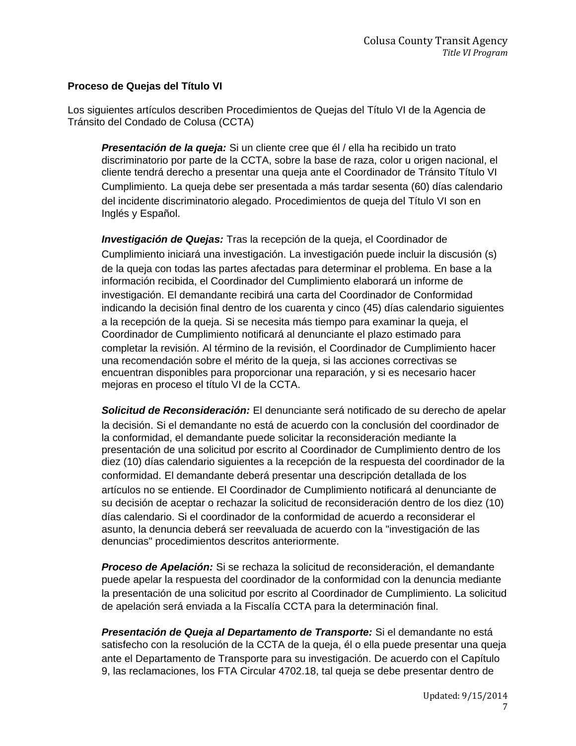**Proceso de Quejas del Título VI**

Los siguientes artículos describen Procedimientos de Quejas del Título VI de la Agencia de Tránsito del Condado de Colusa (CCTA)

> ***Presentación de la queja:*** Si un cliente cree que él / ella ha recibido un trato discriminatorio por parte de la CCTA, sobre la base de raza, color u origen nacional, el cliente tendrá derecho a presentar una queja ante el Coordinador de Tránsito Título VI Cumplimiento. La queja debe ser presentada a más tardar sesenta (60) días calendario del incidente discriminatorio alegado. Procedimientos de queja del Título VI son en Inglés y Español.
>
> ***Investigación de Quejas:*** Tras la recepción de la queja, el Coordinador de Cumplimiento iniciará una investigación. La investigación puede incluir la discusión (s) de la queja con todas las partes afectadas para determinar el problema. En base a la información recibida, el Coordinador del Cumplimiento elaborará un informe de investigación. El demandante recibirá una carta del Coordinador de Conformidad indicando la decisión final dentro de los cuarenta y cinco (45) días calendario siguientes a la recepción de la queja. Si se necesita más tiempo para examinar la queja, el Coordinador de Cumplimiento notificará al denunciante el plazo estimado para completar la revisión. Al término de la revisión, el Coordinador de Cumplimiento hacer una recomendación sobre el mérito de la queja, si las acciones correctivas se encuentran disponibles para proporcionar una reparación, y si es necesario hacer mejoras en proceso el título VI de la CCTA.
>
> ***Solicitud de Reconsideración:*** El denunciante será notificado de su derecho de apelar la decisión. Si el demandante no está de acuerdo con la conclusión del coordinador de la conformidad, el demandante puede solicitar la reconsideración mediante la presentación de una solicitud por escrito al Coordinador de Cumplimiento dentro de los diez (10) días calendario siguientes a la recepción de la respuesta del coordinador de la conformidad. El demandante deberá presentar una descripción detallada de los artículos no se entiende. El Coordinador de Cumplimiento notificará al denunciante de su decisión de aceptar o rechazar la solicitud de reconsideración dentro de los diez (10) días calendario. Si el coordinador de la conformidad de acuerdo a reconsiderar el asunto, la denuncia deberá ser reevaluada de acuerdo con la "investigación de las denuncias" procedimientos descritos anteriormente.
>
> ***Proceso de Apelación:*** Si se rechaza la solicitud de reconsideración, el demandante puede apelar la respuesta del coordinador de la conformidad con la denuncia mediante la presentación de una solicitud por escrito al Coordinador de Cumplimiento. La solicitud de apelación será enviada a la Fiscalía CCTA para la determinación final.
>
> ***Presentación de Queja al Departamento de Transporte:*** Si el demandante no está satisfecho con la resolución de la CCTA de la queja, él o ella puede presentar una queja ante el Departamento de Transporte para su investigación. De acuerdo con el Capítulo 9, las reclamaciones, los FTA Circular 4702.18, tal queja se debe presentar dentro de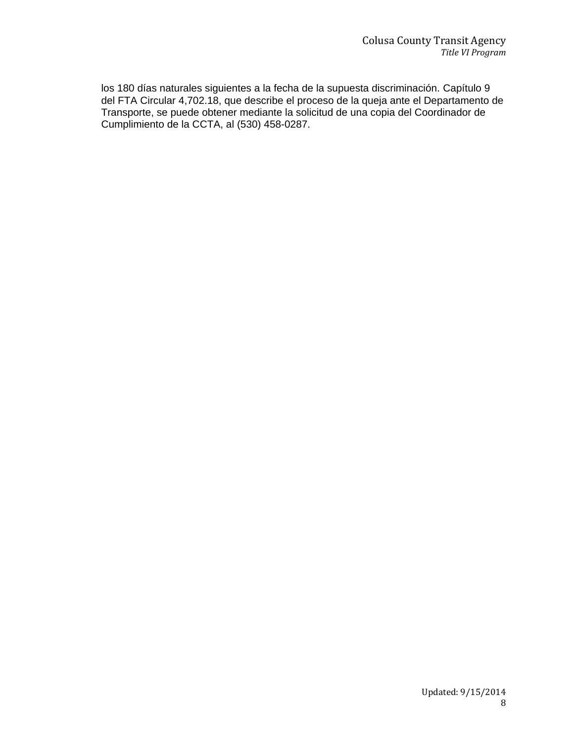los 180 días naturales siguientes a la fecha de la supuesta discriminación. Capítulo 9 del FTA Circular 4,702.18, que describe el proceso de la queja ante el Departamento de Transporte, se puede obtener mediante la solicitud de una copia del Coordinador de Cumplimiento de la CCTA, al (530) 458-0287.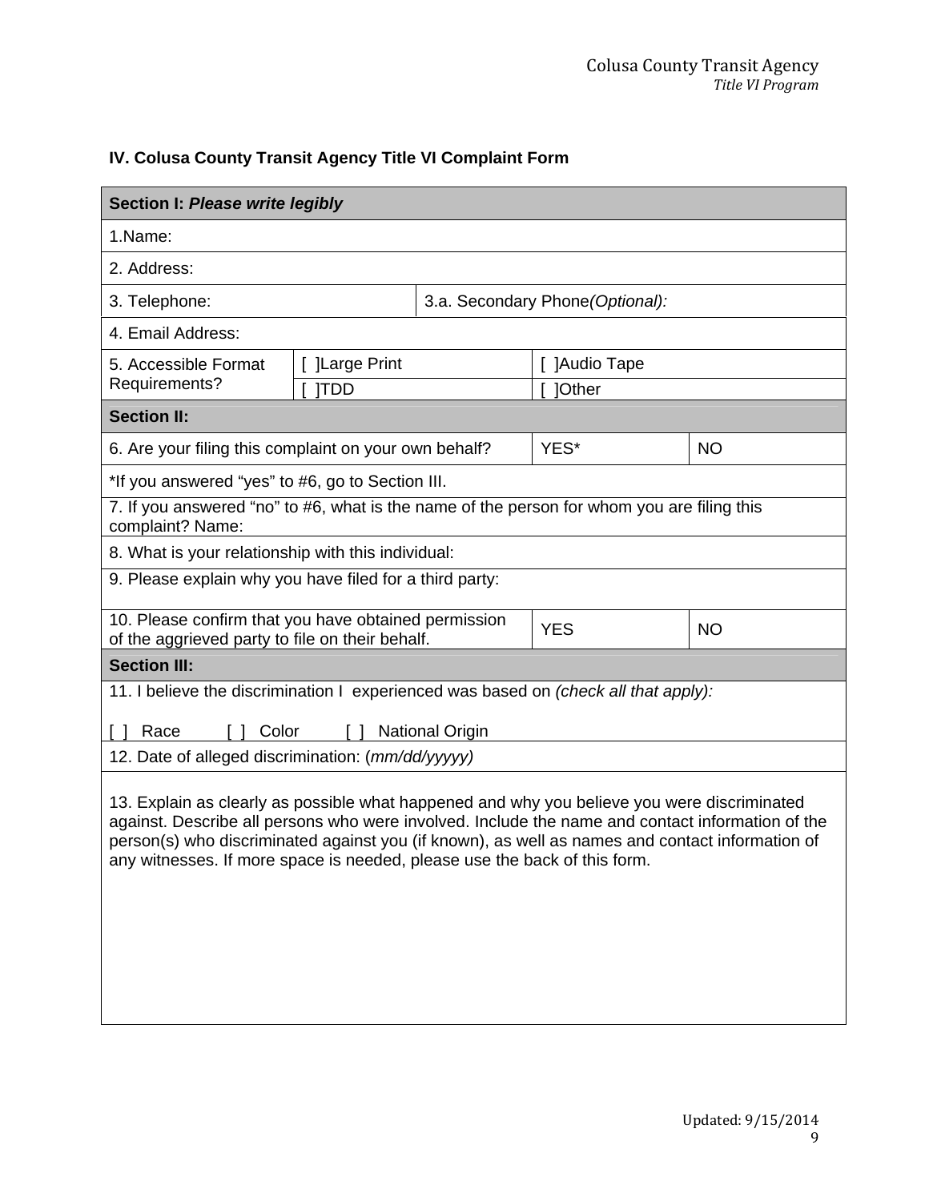## IV. Colusa County Transit Agency Title VI Complaint Form

| **Section I:** ***Please write legibly*** | | | |
|---|---|---|---|
| 1.Name: | | | |
| 2. Address: | | | |
| 3. Telephone: | | 3.a. Secondary Phone*(Optional):* | |
| 4. Email Address: | | | |
| 5. Accessible Format Requirements? | [ ]Large Print | [ ]Audio Tape | |
| | [ ]TDD | [ ]Other | |
| **Section II:** | | | |
| 6. Are your filing this complaint on your own behalf? | | YES* | NO |
| *If you answered "yes" to #6, go to Section III. | | | |
| 7. If you answered "no" to #6, what is the name of the person for whom you are filing this complaint? Name: | | | |
| 8. What is your relationship with this individual: | | | |
| 9. Please explain why you have filed for a third party: | | | |
| 10. Please confirm that you have obtained permission of the aggrieved party to file on their behalf. | | YES | NO |
| **Section III:** | | | |
| 11. I believe the discrimination I experienced was based on *(check all that apply):* [ ] Race [ ] Color [ ] National Origin | | | |
| 12. Date of alleged discrimination: (*mm/dd/yyyyy)* | | | |
| 13. Explain as clearly as possible what happened and why you believe you were discriminated against. Describe all persons who were involved. Include the name and contact information of the person(s) who discriminated against you (if known), as well as names and contact information of any witnesses. If more space is needed, please use the back of this form. | | | |

Updated: 9/15/2014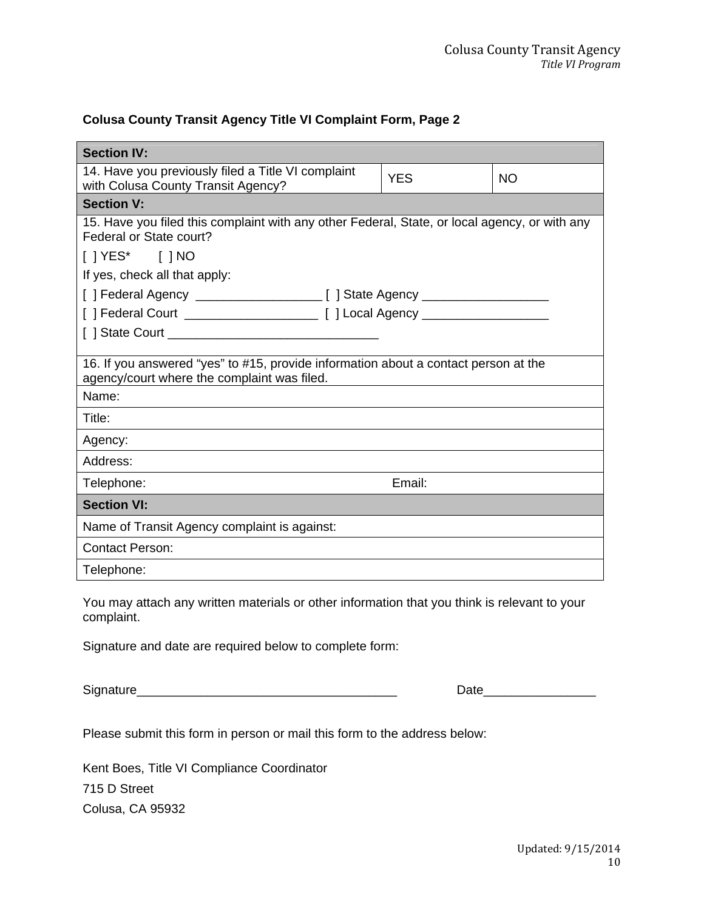**Colusa County Transit Agency Title VI Complaint Form, Page 2**

| **Section IV:** | | |
|---|---|---|
| 14. Have you previously filed a Title VI complaint with Colusa County Transit Agency? | YES | NO |
| **Section V:** | | |
| 15. Have you filed this complaint with any other Federal, State, or local agency, or with any Federal or State court?<br>[ ] YES* [ ] NO<br>If yes, check all that apply:<br>[ ] Federal Agency __________________ [ ] State Agency __________________<br>[ ] Federal Court ___________________ [ ] Local Agency __________________<br>[ ] State Court ______________________________ | | |
| 16. If you answered "yes" to #15, provide information about a contact person at the agency/court where the complaint was filed. | | |
| Name: | | |
| Title: | | |
| Agency: | | |
| Address: | | |
| Telephone: | Email: | |
| **Section VI:** | | |
| Name of Transit Agency complaint is against: | | |
| Contact Person: | | |
| Telephone: | | |

You may attach any written materials or other information that you think is relevant to your complaint.

Signature and date are required below to complete form:

Signature_____________________________________ Date________________

Please submit this form in person or mail this form to the address below:

Kent Boes, Title VI Compliance Coordinator

715 D Street

Colusa, CA 95932

Updated: 9/15/2014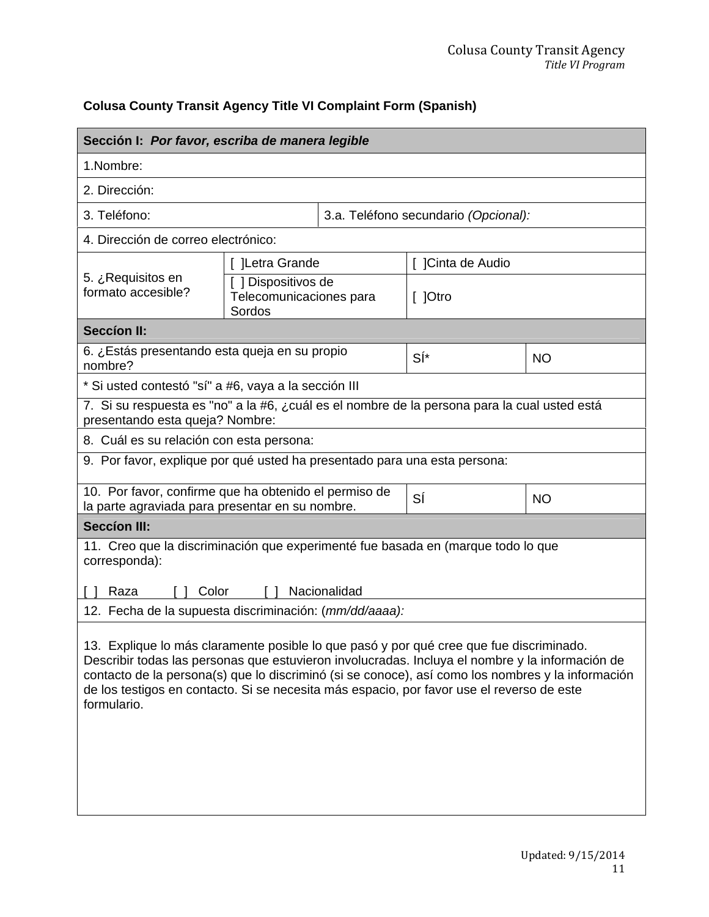**Colusa County Transit Agency Title VI Complaint Form (Spanish)**

| **Sección I:** ***Por favor, escriba de manera legible*** | | | |
|---|---|---|---|
| 1.Nombre: | | | |
| 2. Dirección: | | | |
| 3. Teléfono: | 3.a. Teléfono secundario *(Opcional):* | | |
| 4. Dirección de correo electrónico: | | | |
| 5. ¿Requisitos en formato accesible? | [ ]Letra Grande | [ ]Cinta de Audio | |
| | [ ] Dispositivos de Telecomunicaciones para Sordos | [ ]Otro | |
| **Seccíon II:** | | | |
| 6. ¿Estás presentando esta queja en su propio nombre? | | SÍ* | NO |
| * Si usted contestó "sí" a #6, vaya a la sección III | | | |
| 7. Si su respuesta es "no" a la #6, ¿cuál es el nombre de la persona para la cual usted está presentando esta queja? Nombre: | | | |
| 8. Cuál es su relación con esta persona: | | | |
| 9. Por favor, explique por qué usted ha presentado para una esta persona: | | | |
| 10. Por favor, confirme que ha obtenido el permiso de la parte agraviada para presentar en su nombre. | | SÍ | NO |
| **Seccíon III:** | | | |
| 11. Creo que la discriminación que experimenté fue basada en (marque todo lo que corresponda):<br><br>[ ] Raza [ ] Color [ ] Nacionalidad | | | |
| 12. Fecha de la supuesta discriminación: (*mm/dd/aaaa):* | | | |
| 13. Explique lo más claramente posible lo que pasó y por qué cree que fue discriminado. Describir todas las personas que estuvieron involucradas. Incluya el nombre y la información de contacto de la persona(s) que lo discriminó (si se conoce), así como los nombres y la información de los testigos en contacto. Si se necesita más espacio, por favor use el reverso de este formulario. | | | |

Updated: 9/15/2014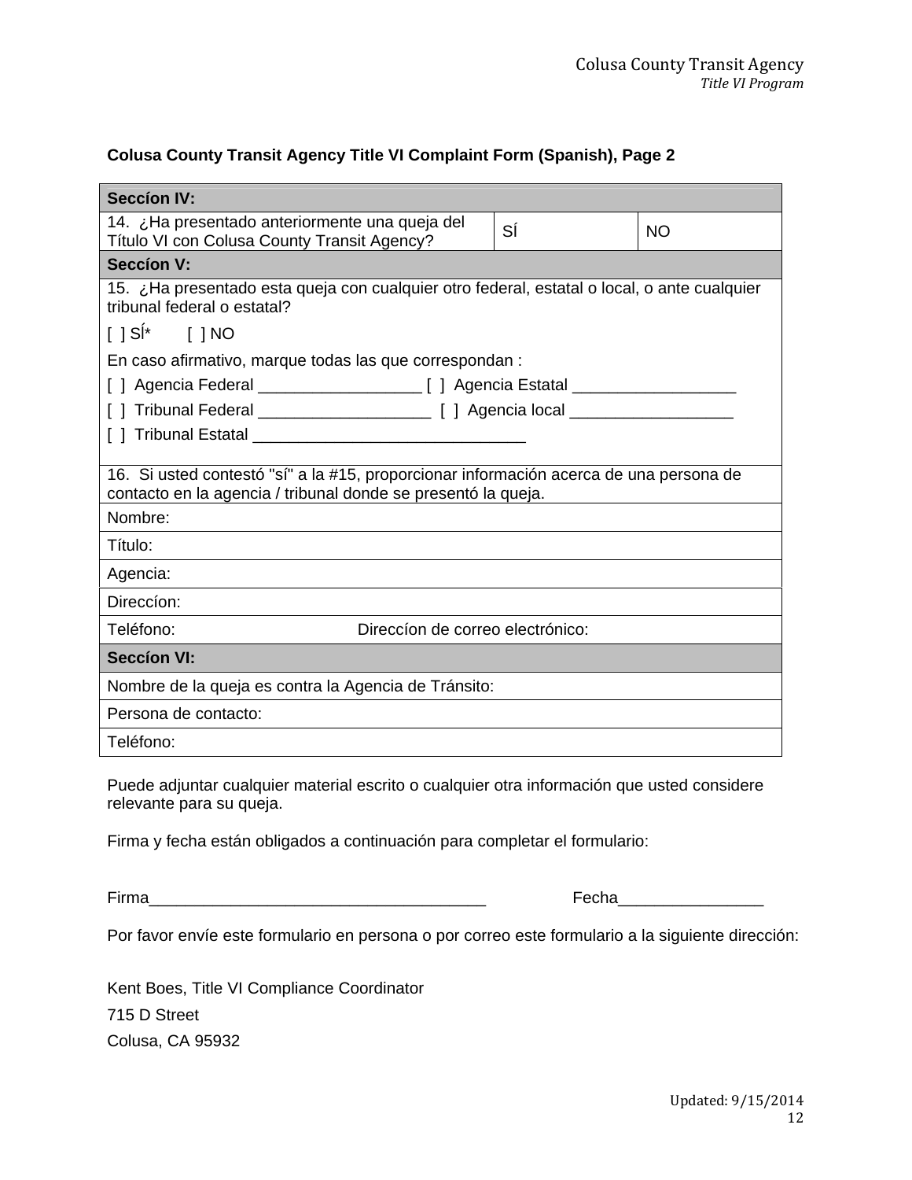**Colusa County Transit Agency Title VI Complaint Form (Spanish), Page 2**

| Seccíon IV: | | |
|---|---|---|
| 14. ¿Ha presentado anteriormente una queja del Título VI con Colusa County Transit Agency? | SÍ | NO |

| Seccíon V: |
|---|
| 15. ¿Ha presentado esta queja con cualquier otro federal, estatal o local, o ante cualquier tribunal federal o estatal?<br>[ ] SÍ* [ ] NO<br>En caso afirmativo, marque todas las que correspondan :<br>[ ] Agencia Federal __________________ [ ] Agencia Estatal __________________<br>[ ] Tribunal Federal ___________________ [ ] Agencia local __________________<br>[ ] Tribunal Estatal ______________________________ |
| 16. Si usted contestó "sí" a la #15, proporcionar información acerca de una persona de contacto en la agencia / tribunal donde se presentó la queja. |
| Nombre: |
| Título: |
| Agencia: |
| Direccíon: |
| Teléfono: Direccíon de correo electrónico: |

| Seccíon VI: |
|---|
| Nombre de la queja es contra la Agencia de Tránsito: |
| Persona de contacto: |
| Teléfono: |

Puede adjuntar cualquier material escrito o cualquier otra información que usted considere relevante para su queja.

Firma y fecha están obligados a continuación para completar el formulario:

Firma______________________________________ Fecha________________

Por favor envíe este formulario en persona o por correo este formulario a la siguiente dirección:

Kent Boes, Title VI Compliance Coordinator
715 D Street
Colusa, CA 95932

Updated: 9/15/2014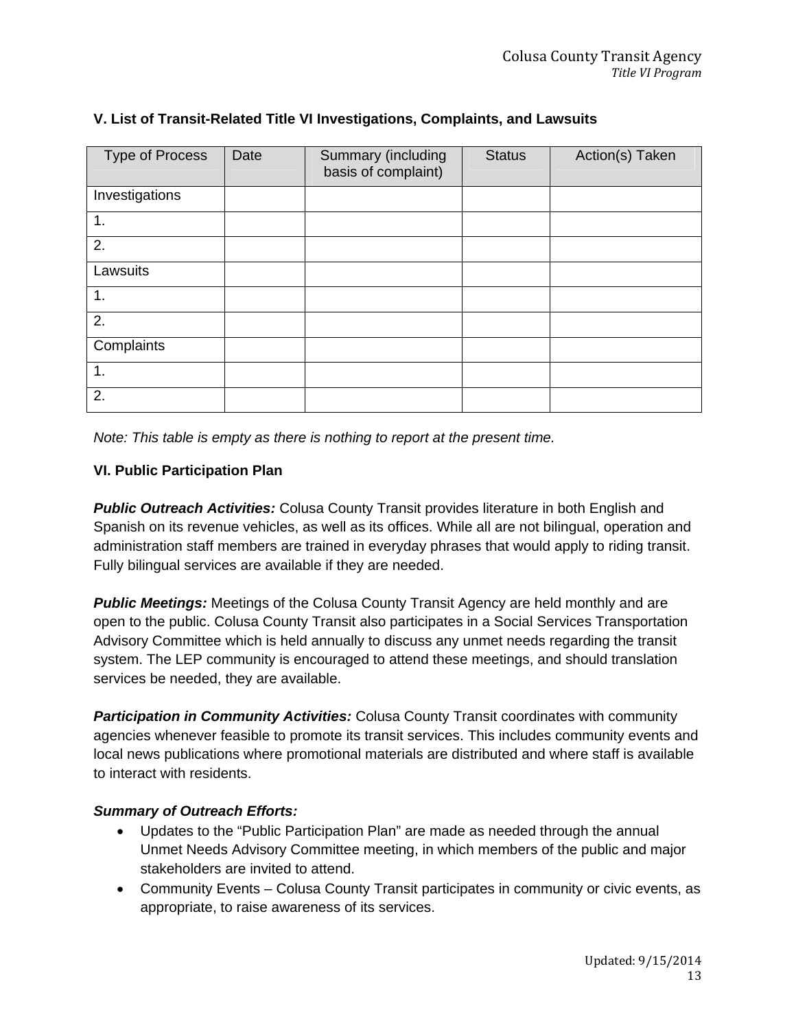### V. List of Transit-Related Title VI Investigations, Complaints, and Lawsuits

| Type of Process | Date | Summary (including basis of complaint) | Status | Action(s) Taken |
|---|---|---|---|---|
| Investigations | | | | |
| 1. | | | | |
| 2. | | | | |
| Lawsuits | | | | |
| 1. | | | | |
| 2. | | | | |
| Complaints | | | | |
| 1. | | | | |
| 2. | | | | |

*Note: This table is empty as there is nothing to report at the present time.*

### VI. Public Participation Plan

***Public Outreach Activities:*** Colusa County Transit provides literature in both English and Spanish on its revenue vehicles, as well as its offices. While all are not bilingual, operation and administration staff members are trained in everyday phrases that would apply to riding transit. Fully bilingual services are available if they are needed.

***Public Meetings:*** Meetings of the Colusa County Transit Agency are held monthly and are open to the public. Colusa County Transit also participates in a Social Services Transportation Advisory Committee which is held annually to discuss any unmet needs regarding the transit system. The LEP community is encouraged to attend these meetings, and should translation services be needed, they are available.

***Participation in Community Activities:*** Colusa County Transit coordinates with community agencies whenever feasible to promote its transit services. This includes community events and local news publications where promotional materials are distributed and where staff is available to interact with residents.

***Summary of Outreach Efforts:***

- Updates to the "Public Participation Plan" are made as needed through the annual Unmet Needs Advisory Committee meeting, in which members of the public and major stakeholders are invited to attend.
- Community Events – Colusa County Transit participates in community or civic events, as appropriate, to raise awareness of its services.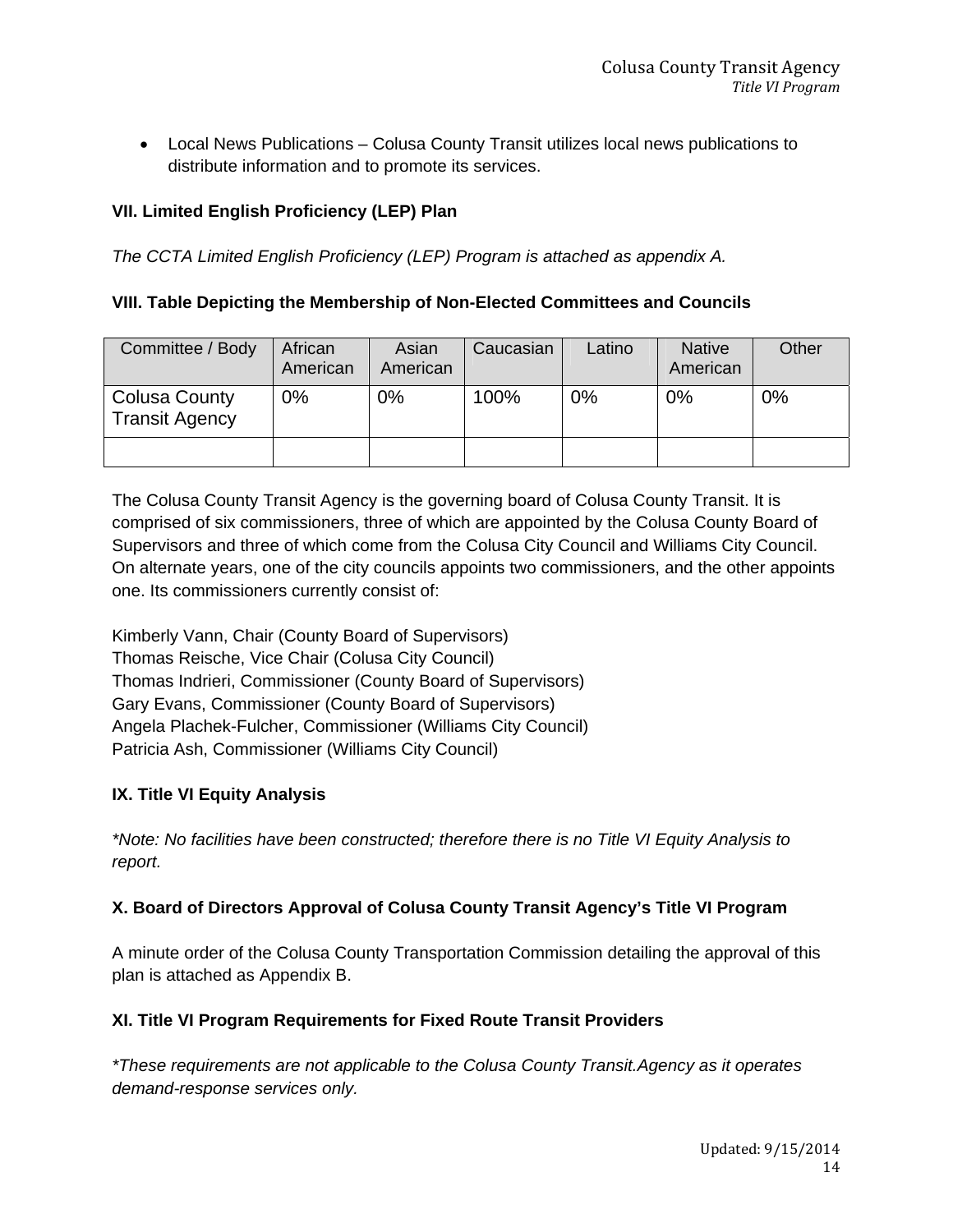- Local News Publications – Colusa County Transit utilizes local news publications to distribute information and to promote its services.

**VII. Limited English Proficiency (LEP) Plan**

*The CCTA Limited English Proficiency (LEP) Program is attached as appendix A.*

**VIII. Table Depicting the Membership of Non-Elected Committees and Councils**

| Committee / Body | African American | Asian American | Caucasian | Latino | Native American | Other |
| --- | --- | --- | --- | --- | --- | --- |
| Colusa County Transit Agency | 0% | 0% | 100% | 0% | 0% | 0% |
| | | | | | | |

The Colusa County Transit Agency is the governing board of Colusa County Transit. It is comprised of six commissioners, three of which are appointed by the Colusa County Board of Supervisors and three of which come from the Colusa City Council and Williams City Council. On alternate years, one of the city councils appoints two commissioners, and the other appoints one. Its commissioners currently consist of:

Kimberly Vann, Chair (County Board of Supervisors)
Thomas Reische, Vice Chair (Colusa City Council)
Thomas Indrieri, Commissioner (County Board of Supervisors)
Gary Evans, Commissioner (County Board of Supervisors)
Angela Plachek-Fulcher, Commissioner (Williams City Council)
Patricia Ash, Commissioner (Williams City Council)

**IX. Title VI Equity Analysis**

**Note: No facilities have been constructed; therefore there is no Title VI Equity Analysis to report.*

**X. Board of Directors Approval of Colusa County Transit Agency's Title VI Program**

A minute order of the Colusa County Transportation Commission detailing the approval of this plan is attached as Appendix B.

**XI. Title VI Program Requirements for Fixed Route Transit Providers**

**These requirements are not applicable to the Colusa County Transit.Agency as it operates demand-response services only.*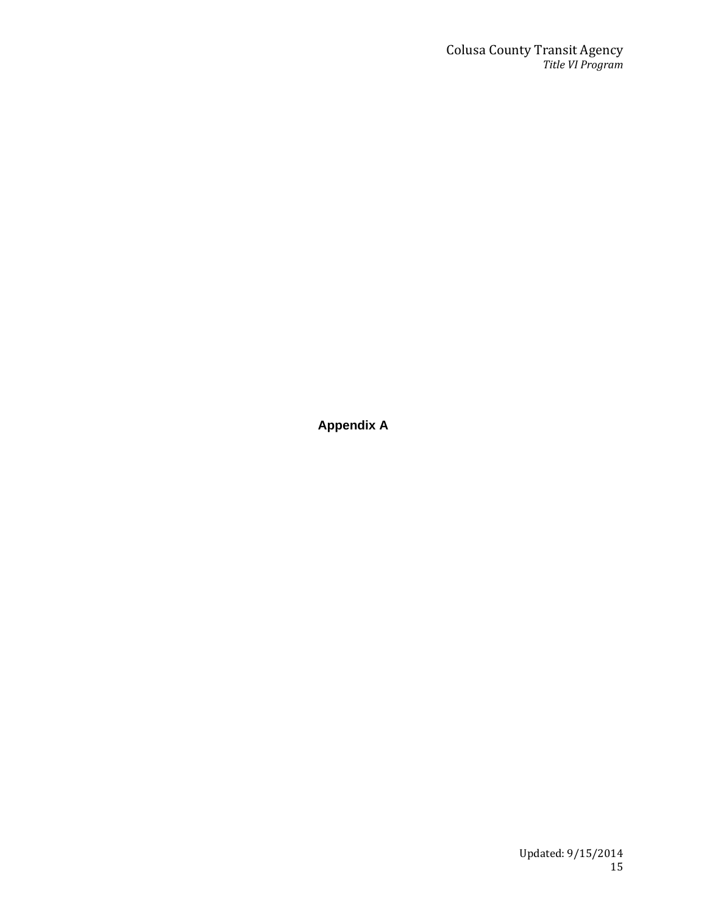# Appendix A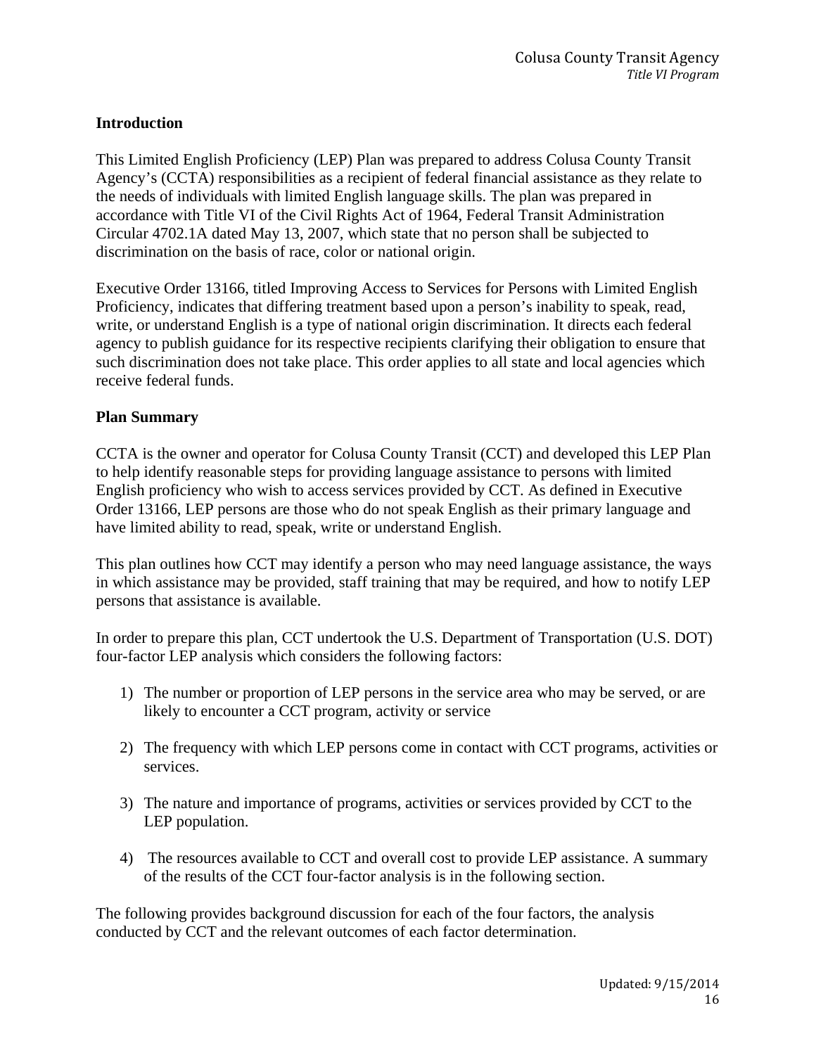## Introduction

This Limited English Proficiency (LEP) Plan was prepared to address Colusa County Transit Agency's (CCTA) responsibilities as a recipient of federal financial assistance as they relate to the needs of individuals with limited English language skills. The plan was prepared in accordance with Title VI of the Civil Rights Act of 1964, Federal Transit Administration Circular 4702.1A dated May 13, 2007, which state that no person shall be subjected to discrimination on the basis of race, color or national origin.

Executive Order 13166, titled Improving Access to Services for Persons with Limited English Proficiency, indicates that differing treatment based upon a person's inability to speak, read, write, or understand English is a type of national origin discrimination. It directs each federal agency to publish guidance for its respective recipients clarifying their obligation to ensure that such discrimination does not take place. This order applies to all state and local agencies which receive federal funds.

## Plan Summary

CCTA is the owner and operator for Colusa County Transit (CCT) and developed this LEP Plan to help identify reasonable steps for providing language assistance to persons with limited English proficiency who wish to access services provided by CCT. As defined in Executive Order 13166, LEP persons are those who do not speak English as their primary language and have limited ability to read, speak, write or understand English.

This plan outlines how CCT may identify a person who may need language assistance, the ways in which assistance may be provided, staff training that may be required, and how to notify LEP persons that assistance is available.

In order to prepare this plan, CCT undertook the U.S. Department of Transportation (U.S. DOT) four-factor LEP analysis which considers the following factors:

1) The number or proportion of LEP persons in the service area who may be served, or are likely to encounter a CCT program, activity or service

2) The frequency with which LEP persons come in contact with CCT programs, activities or services.

3) The nature and importance of programs, activities or services provided by CCT to the LEP population.

4) The resources available to CCT and overall cost to provide LEP assistance. A summary of the results of the CCT four-factor analysis is in the following section.

The following provides background discussion for each of the four factors, the analysis conducted by CCT and the relevant outcomes of each factor determination.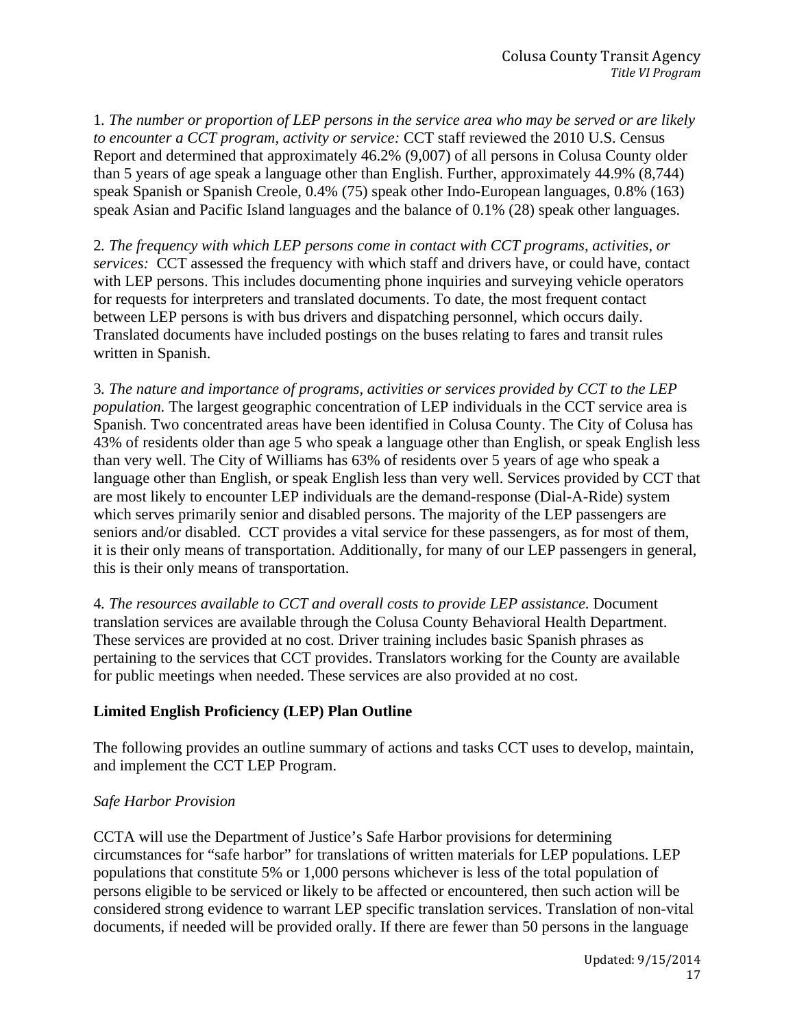1. *The number or proportion of LEP persons in the service area who may be served or are likely to encounter a CCT program, activity or service:* CCT staff reviewed the 2010 U.S. Census Report and determined that approximately 46.2% (9,007) of all persons in Colusa County older than 5 years of age speak a language other than English. Further, approximately 44.9% (8,744) speak Spanish or Spanish Creole, 0.4% (75) speak other Indo-European languages, 0.8% (163) speak Asian and Pacific Island languages and the balance of 0.1% (28) speak other languages.

2. *The frequency with which LEP persons come in contact with CCT programs, activities, or services:* CCT assessed the frequency with which staff and drivers have, or could have, contact with LEP persons. This includes documenting phone inquiries and surveying vehicle operators for requests for interpreters and translated documents. To date, the most frequent contact between LEP persons is with bus drivers and dispatching personnel, which occurs daily. Translated documents have included postings on the buses relating to fares and transit rules written in Spanish.

3. *The nature and importance of programs, activities or services provided by CCT to the LEP population.* The largest geographic concentration of LEP individuals in the CCT service area is Spanish. Two concentrated areas have been identified in Colusa County. The City of Colusa has 43% of residents older than age 5 who speak a language other than English, or speak English less than very well. The City of Williams has 63% of residents over 5 years of age who speak a language other than English, or speak English less than very well. Services provided by CCT that are most likely to encounter LEP individuals are the demand-response (Dial-A-Ride) system which serves primarily senior and disabled persons. The majority of the LEP passengers are seniors and/or disabled. CCT provides a vital service for these passengers, as for most of them, it is their only means of transportation. Additionally, for many of our LEP passengers in general, this is their only means of transportation.

4. *The resources available to CCT and overall costs to provide LEP assistance.* Document translation services are available through the Colusa County Behavioral Health Department. These services are provided at no cost. Driver training includes basic Spanish phrases as pertaining to the services that CCT provides. Translators working for the County are available for public meetings when needed. These services are also provided at no cost.

**Limited English Proficiency (LEP) Plan Outline**

The following provides an outline summary of actions and tasks CCT uses to develop, maintain, and implement the CCT LEP Program.

*Safe Harbor Provision*

CCTA will use the Department of Justice's Safe Harbor provisions for determining circumstances for "safe harbor" for translations of written materials for LEP populations. LEP populations that constitute 5% or 1,000 persons whichever is less of the total population of persons eligible to be serviced or likely to be affected or encountered, then such action will be considered strong evidence to warrant LEP specific translation services. Translation of non-vital documents, if needed will be provided orally. If there are fewer than 50 persons in the language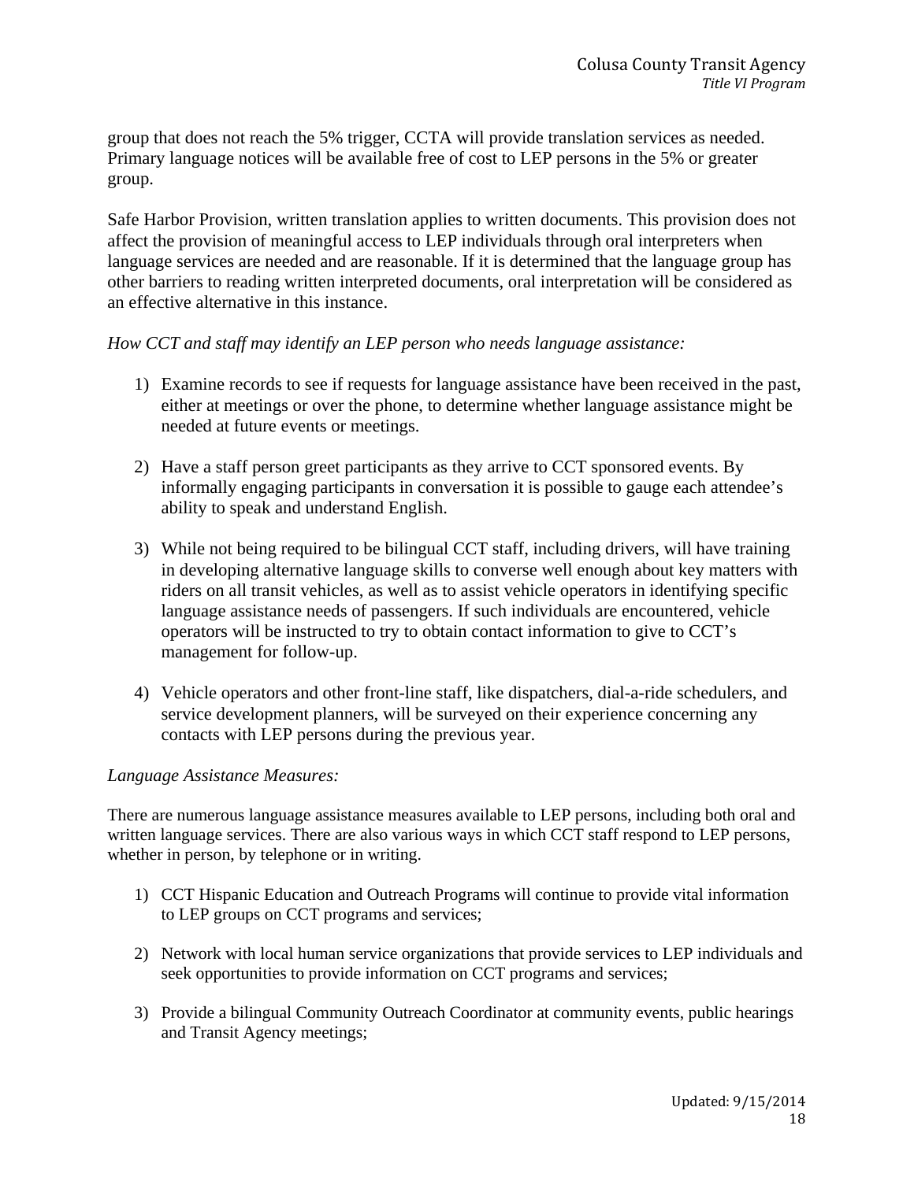group that does not reach the 5% trigger, CCTA will provide translation services as needed. Primary language notices will be available free of cost to LEP persons in the 5% or greater group.

Safe Harbor Provision, written translation applies to written documents. This provision does not affect the provision of meaningful access to LEP individuals through oral interpreters when language services are needed and are reasonable. If it is determined that the language group has other barriers to reading written interpreted documents, oral interpretation will be considered as an effective alternative in this instance.

*How CCT and staff may identify an LEP person who needs language assistance:*

1) Examine records to see if requests for language assistance have been received in the past, either at meetings or over the phone, to determine whether language assistance might be needed at future events or meetings.

2) Have a staff person greet participants as they arrive to CCT sponsored events. By informally engaging participants in conversation it is possible to gauge each attendee's ability to speak and understand English.

3) While not being required to be bilingual CCT staff, including drivers, will have training in developing alternative language skills to converse well enough about key matters with riders on all transit vehicles, as well as to assist vehicle operators in identifying specific language assistance needs of passengers. If such individuals are encountered, vehicle operators will be instructed to try to obtain contact information to give to CCT's management for follow-up.

4) Vehicle operators and other front-line staff, like dispatchers, dial-a-ride schedulers, and service development planners, will be surveyed on their experience concerning any contacts with LEP persons during the previous year.

*Language Assistance Measures:*

There are numerous language assistance measures available to LEP persons, including both oral and written language services. There are also various ways in which CCT staff respond to LEP persons, whether in person, by telephone or in writing.

1) CCT Hispanic Education and Outreach Programs will continue to provide vital information to LEP groups on CCT programs and services;

2) Network with local human service organizations that provide services to LEP individuals and seek opportunities to provide information on CCT programs and services;

3) Provide a bilingual Community Outreach Coordinator at community events, public hearings and Transit Agency meetings;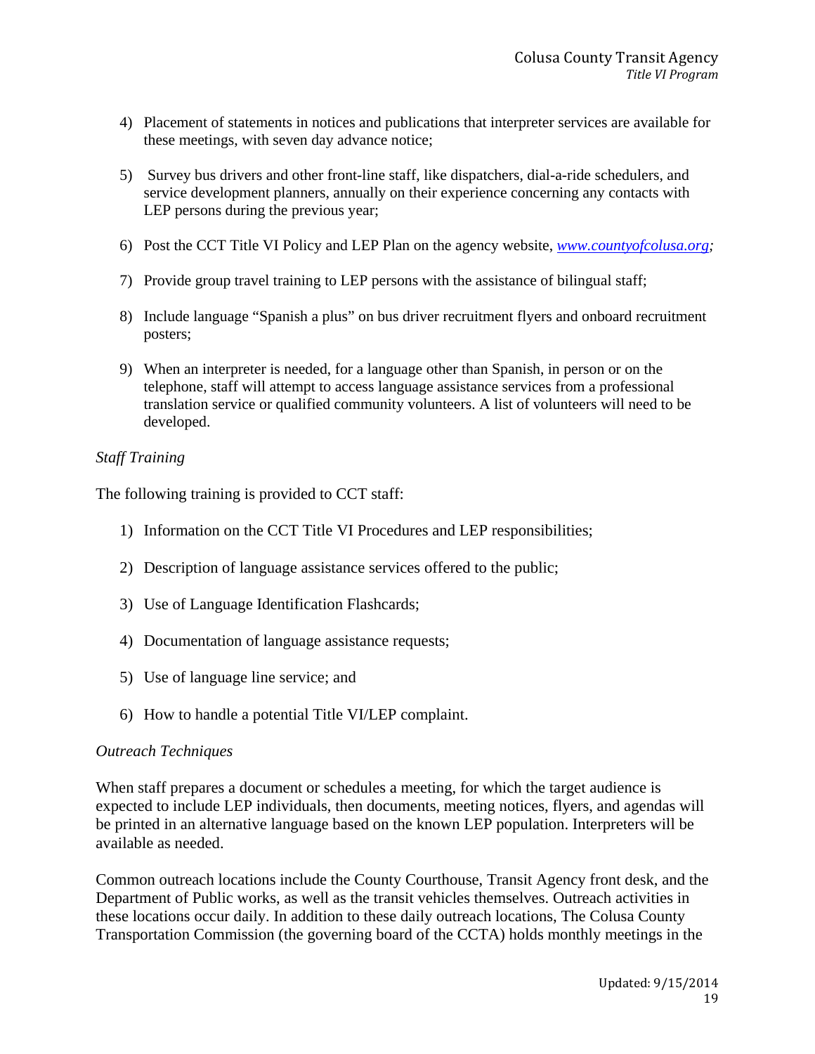4) Placement of statements in notices and publications that interpreter services are available for these meetings, with seven day advance notice;

5) Survey bus drivers and other front-line staff, like dispatchers, dial-a-ride schedulers, and service development planners, annually on their experience concerning any contacts with LEP persons during the previous year;

6) Post the CCT Title VI Policy and LEP Plan on the agency website, *www.countyofcolusa.org;*

7) Provide group travel training to LEP persons with the assistance of bilingual staff;

8) Include language “Spanish a plus” on bus driver recruitment flyers and onboard recruitment posters;

9) When an interpreter is needed, for a language other than Spanish, in person or on the telephone, staff will attempt to access language assistance services from a professional translation service or qualified community volunteers. A list of volunteers will need to be developed.

*Staff Training*

The following training is provided to CCT staff:

1) Information on the CCT Title VI Procedures and LEP responsibilities;

2) Description of language assistance services offered to the public;

3) Use of Language Identification Flashcards;

4) Documentation of language assistance requests;

5) Use of language line service; and

6) How to handle a potential Title VI/LEP complaint.

*Outreach Techniques*

When staff prepares a document or schedules a meeting, for which the target audience is expected to include LEP individuals, then documents, meeting notices, flyers, and agendas will be printed in an alternative language based on the known LEP population. Interpreters will be available as needed.

Common outreach locations include the County Courthouse, Transit Agency front desk, and the Department of Public works, as well as the transit vehicles themselves. Outreach activities in these locations occur daily. In addition to these daily outreach locations, The Colusa County Transportation Commission (the governing board of the CCTA) holds monthly meetings in the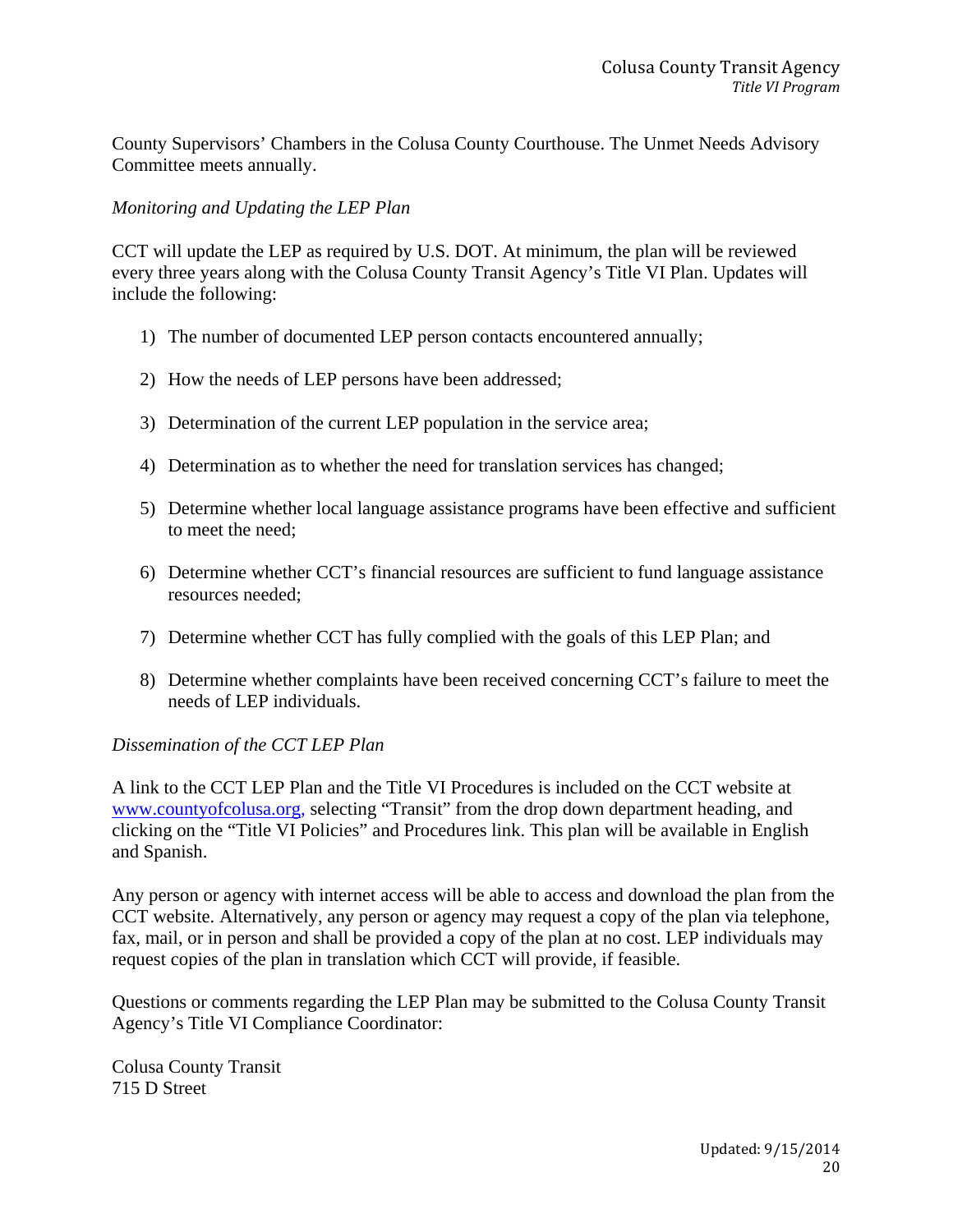County Supervisors' Chambers in the Colusa County Courthouse. The Unmet Needs Advisory Committee meets annually.

*Monitoring and Updating the LEP Plan*

CCT will update the LEP as required by U.S. DOT. At minimum, the plan will be reviewed every three years along with the Colusa County Transit Agency's Title VI Plan. Updates will include the following:

1) The number of documented LEP person contacts encountered annually;
2) How the needs of LEP persons have been addressed;
3) Determination of the current LEP population in the service area;
4) Determination as to whether the need for translation services has changed;
5) Determine whether local language assistance programs have been effective and sufficient to meet the need;
6) Determine whether CCT's financial resources are sufficient to fund language assistance resources needed;
7) Determine whether CCT has fully complied with the goals of this LEP Plan; and
8) Determine whether complaints have been received concerning CCT's failure to meet the needs of LEP individuals.

*Dissemination of the CCT LEP Plan*

A link to the CCT LEP Plan and the Title VI Procedures is included on the CCT website at www.countyofcolusa.org, selecting "Transit" from the drop down department heading, and clicking on the "Title VI Policies" and Procedures link. This plan will be available in English and Spanish.

Any person or agency with internet access will be able to access and download the plan from the CCT website. Alternatively, any person or agency may request a copy of the plan via telephone, fax, mail, or in person and shall be provided a copy of the plan at no cost. LEP individuals may request copies of the plan in translation which CCT will provide, if feasible.

Questions or comments regarding the LEP Plan may be submitted to the Colusa County Transit Agency's Title VI Compliance Coordinator:

Colusa County Transit
715 D Street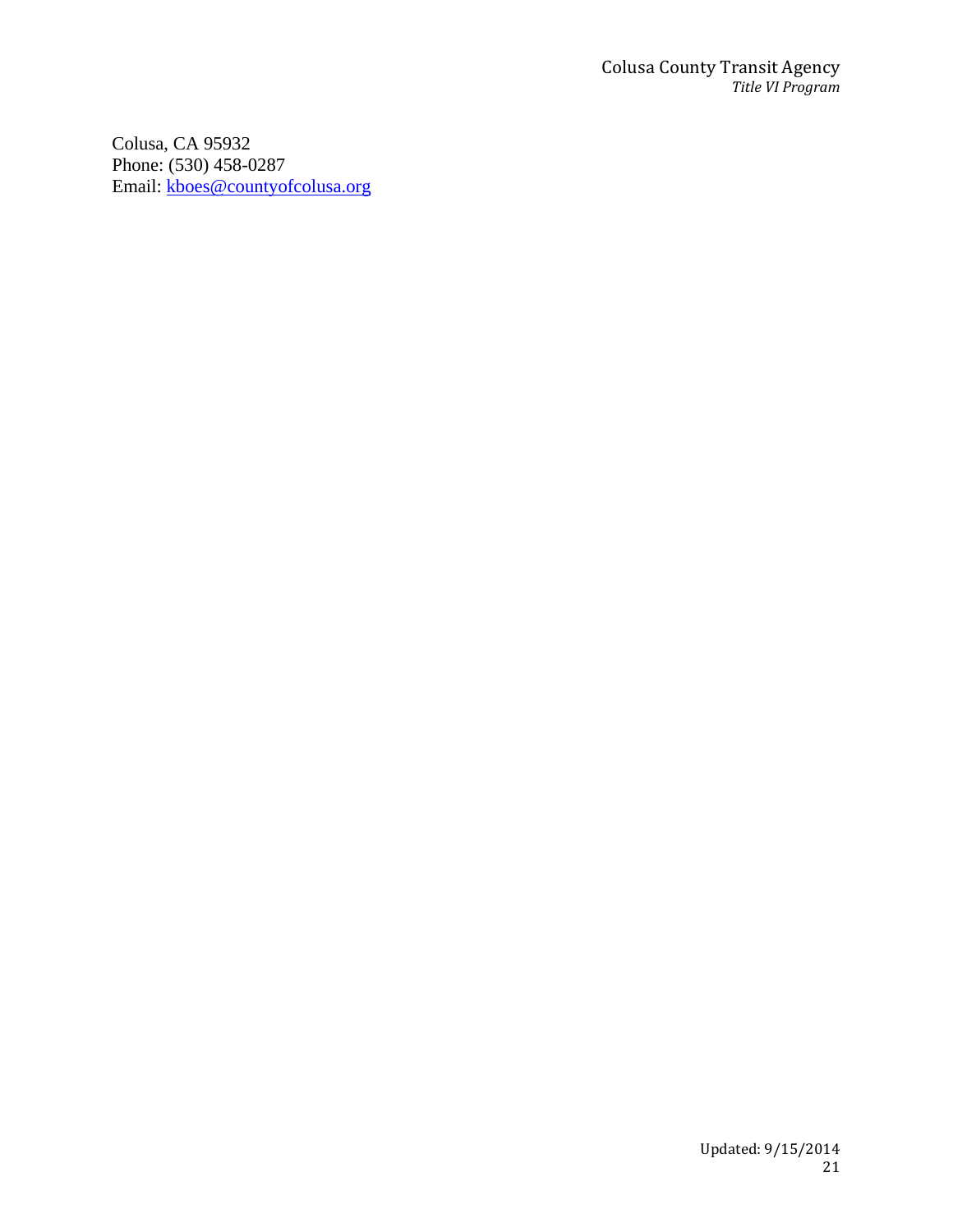Colusa, CA 95932  
Phone: (530) 458-0287  
Email: [kboes@countyofcolusa.org](mailto:kboes@countyofcolusa.org)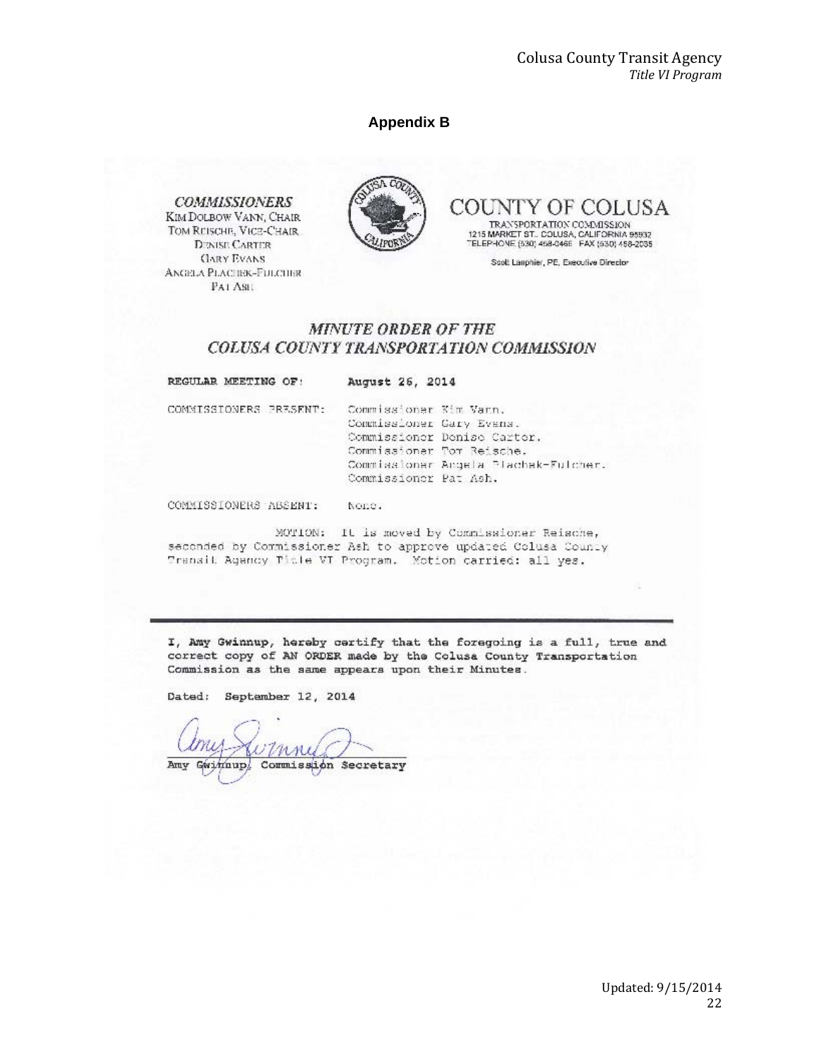## Appendix B

**COMMISSIONERS**
Kim Dolbow Vann, Chair
Tom Reische, Vice-Chair
Denise Carter
Gary Evans
Angela Plachek-Fulcher
Pat Ash

**COUNTY OF COLUSA**
TRANSPORTATION COMMISSION
1215 MARKET ST., COLUSA, CALIFORNIA 95932
TELEPHONE (530) 458-0466 FAX (530) 458-2035

Scott Lanphier, PE, Executive Director

### *MINUTE ORDER OF THE COLUSA COUNTY TRANSPORTATION COMMISSION*

**REGULAR MEETING OF:** **August 26, 2014**

COMMISSIONERS PRESENT: Commissioner Kim Vann.
Commissioner Gary Evans.
Commissioner Denise Carter.
Commissioner Tom Reische.
Commissioner Angela Plachek-Fulcher.
Commissioner Pat Ash.

COMMISSIONERS ABSENT: None.

MOTION: It is moved by Commissioner Reische, seconded by Commissioner Ash to approve updated Colusa County Transit Agency Title VI Program. Motion carried: all yes.

---

**I, Amy Gwinnup, hereby certify that the foregoing is a full, true and correct copy of AN ORDER made by the Colusa County Transportation Commission as the same appears upon their Minutes.**

Dated: September 12, 2014

Amy Gwinnup, Commission Secretary

Updated: 9/15/2014